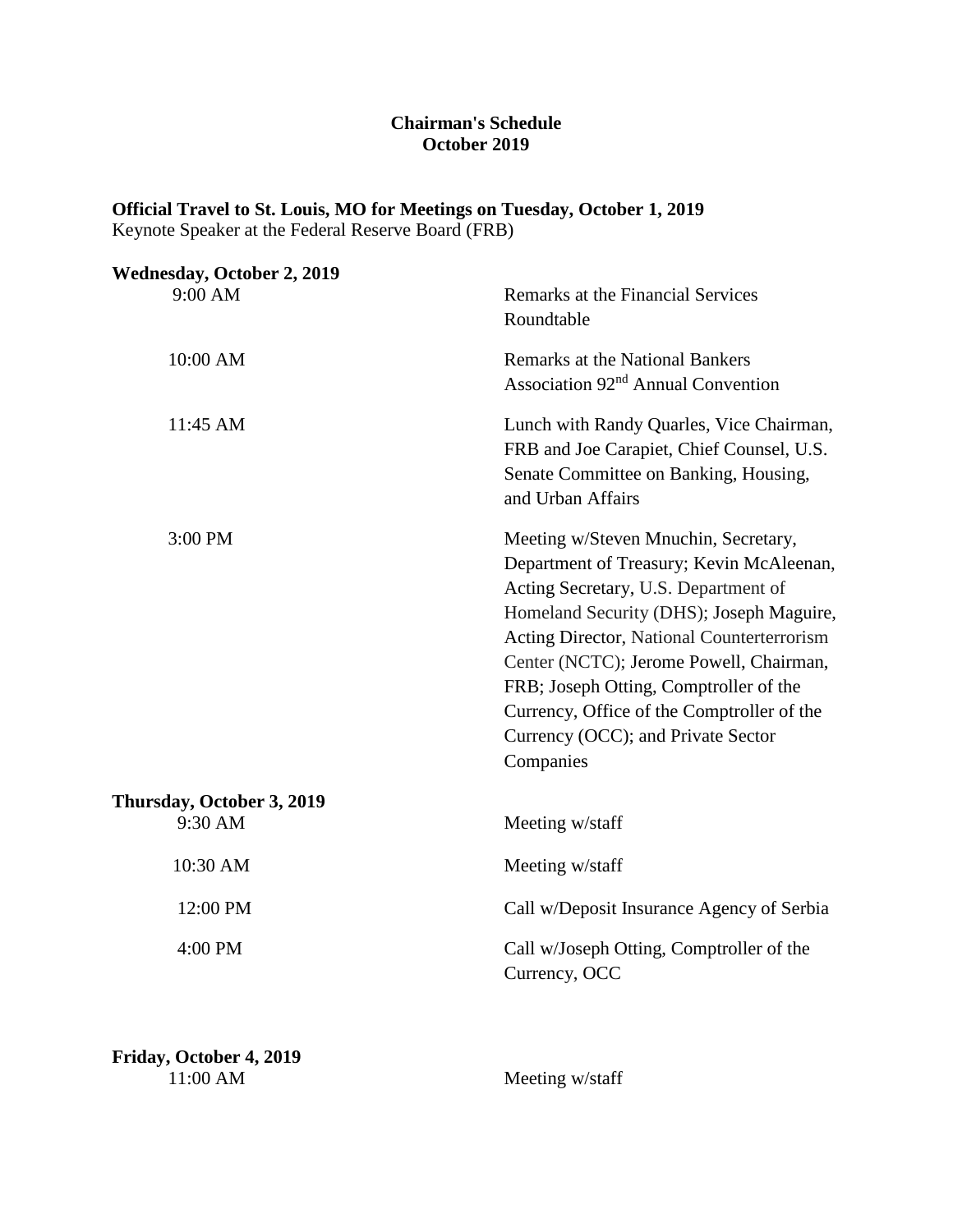**Chairman's Schedule**
**October 2019**

**Official Travel to St. Louis, MO for Meetings on Tuesday, October 1, 2019**
Keynote Speaker at the Federal Reserve Board (FRB)

**Wednesday, October 2, 2019**

| | |
|---|---|
| 9:00 AM | Remarks at the Financial Services Roundtable |
| 10:00 AM | Remarks at the National Bankers Association 92nd Annual Convention |
| 11:45 AM | Lunch with Randy Quarles, Vice Chairman, FRB and Joe Carapiet, Chief Counsel, U.S. Senate Committee on Banking, Housing, and Urban Affairs |
| 3:00 PM | Meeting w/Steven Mnuchin, Secretary, Department of Treasury; Kevin McAleenan, Acting Secretary, U.S. Department of Homeland Security (DHS); Joseph Maguire, Acting Director, National Counterterrorism Center (NCTC); Jerome Powell, Chairman, FRB; Joseph Otting, Comptroller of the Currency, Office of the Comptroller of the Currency (OCC); and Private Sector Companies |

**Thursday, October 3, 2019**

| | |
|---|---|
| 9:30 AM | Meeting w/staff |
| 10:30 AM | Meeting w/staff |
| 12:00 PM | Call w/Deposit Insurance Agency of Serbia |
| 4:00 PM | Call w/Joseph Otting, Comptroller of the Currency, OCC |

**Friday, October 4, 2019**

| | |
|---|---|
| 11:00 AM | Meeting w/staff |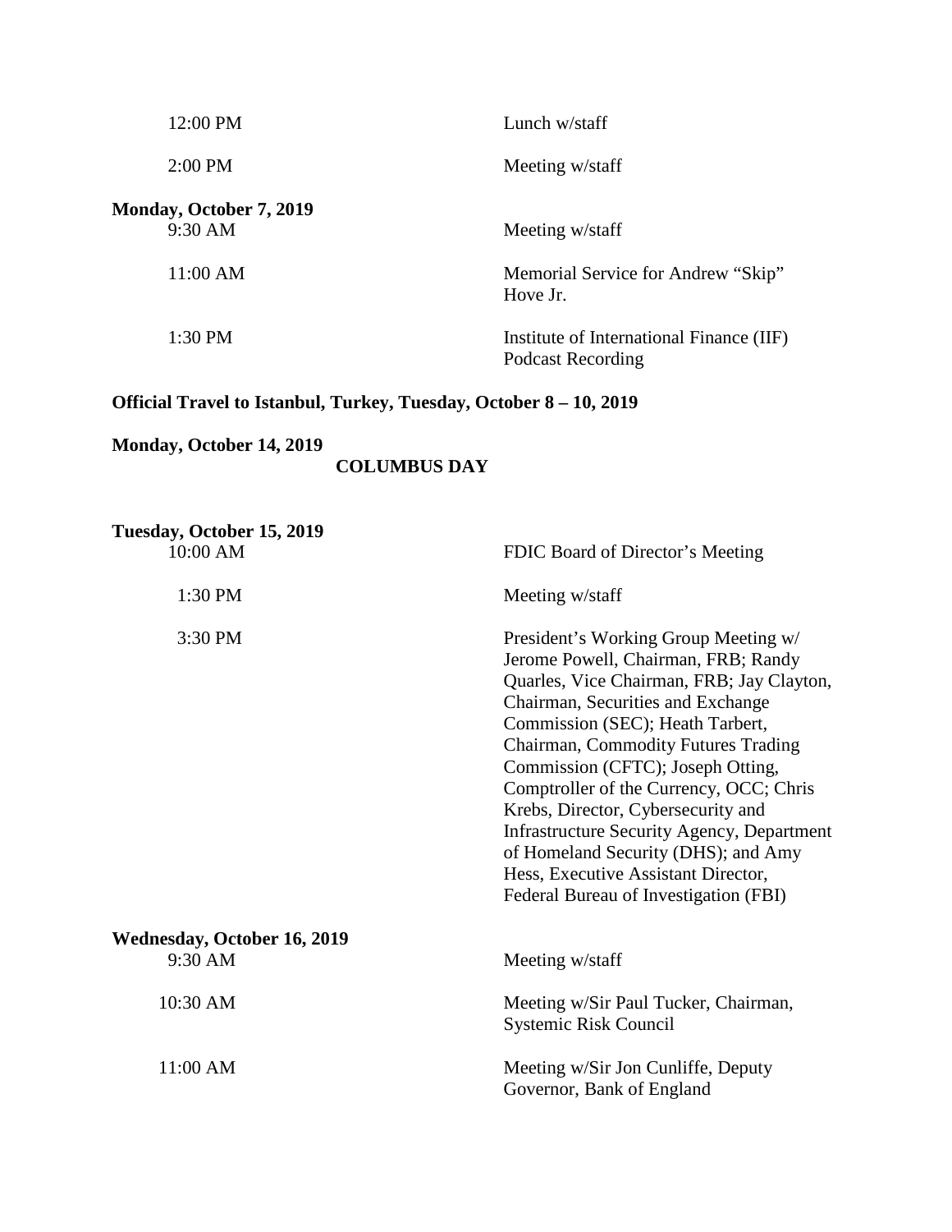| | |
|---|---|
| 12:00 PM | Lunch w/staff |
| 2:00 PM | Meeting w/staff |

**Monday, October 7, 2019**

| | |
|---|---|
| 9:30 AM | Meeting w/staff |
| 11:00 AM | Memorial Service for Andrew "Skip" Hove Jr. |
| 1:30 PM | Institute of International Finance (IIF) Podcast Recording |

**Official Travel to Istanbul, Turkey, Tuesday, October 8 – 10, 2019**

**Monday, October 14, 2019**

**COLUMBUS DAY**

**Tuesday, October 15, 2019**

| | |
|---|---|
| 10:00 AM | FDIC Board of Director's Meeting |
| 1:30 PM | Meeting w/staff |
| 3:30 PM | President's Working Group Meeting w/ Jerome Powell, Chairman, FRB; Randy Quarles, Vice Chairman, FRB; Jay Clayton, Chairman, Securities and Exchange Commission (SEC); Heath Tarbert, Chairman, Commodity Futures Trading Commission (CFTC); Joseph Otting, Comptroller of the Currency, OCC; Chris Krebs, Director, Cybersecurity and Infrastructure Security Agency, Department of Homeland Security (DHS); and Amy Hess, Executive Assistant Director, Federal Bureau of Investigation (FBI) |

**Wednesday, October 16, 2019**

| | |
|---|---|
| 9:30 AM | Meeting w/staff |
| 10:30 AM | Meeting w/Sir Paul Tucker, Chairman, Systemic Risk Council |
| 11:00 AM | Meeting w/Sir Jon Cunliffe, Deputy Governor, Bank of England |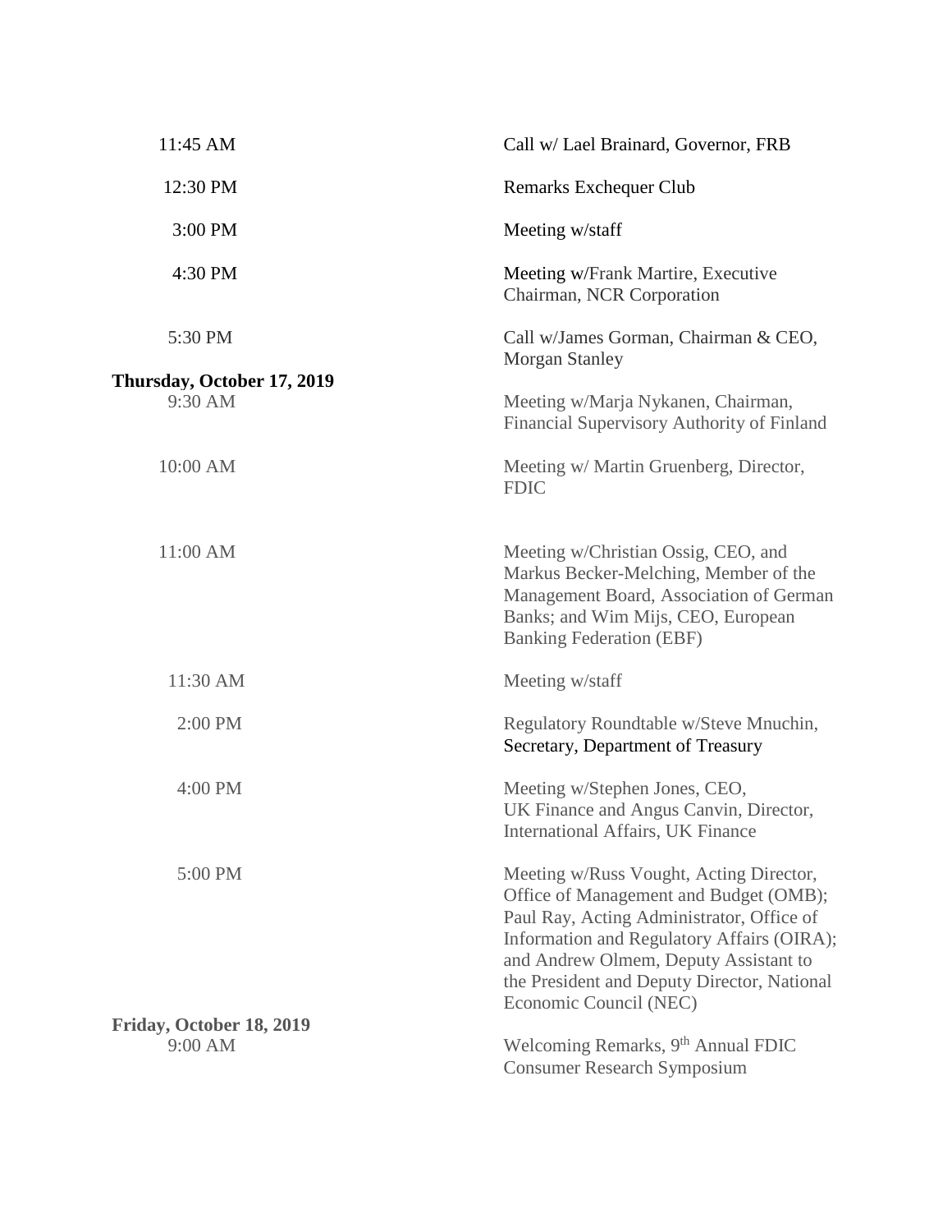| | |
|---|---|
| 11:45 AM | Call w/ Lael Brainard, Governor, FRB |
| 12:30 PM | Remarks Exchequer Club |
| 3:00 PM | Meeting w/staff |
| 4:30 PM | Meeting w/Frank Martire, Executive Chairman, NCR Corporation |
| 5:30 PM | Call w/James Gorman, Chairman & CEO, Morgan Stanley |

**Thursday, October 17, 2019**

| | |
|---|---|
| 9:30 AM | Meeting w/Marja Nykanen, Chairman, Financial Supervisory Authority of Finland |
| 10:00 AM | Meeting w/ Martin Gruenberg, Director, FDIC |
| 11:00 AM | Meeting w/Christian Ossig, CEO, and Markus Becker-Melching, Member of the Management Board, Association of German Banks; and Wim Mijs, CEO, European Banking Federation (EBF) |
| 11:30 AM | Meeting w/staff |
| 2:00 PM | Regulatory Roundtable w/Steve Mnuchin, Secretary, Department of Treasury |
| 4:00 PM | Meeting w/Stephen Jones, CEO, UK Finance and Angus Canvin, Director, International Affairs, UK Finance |
| 5:00 PM | Meeting w/Russ Vought, Acting Director, Office of Management and Budget (OMB); Paul Ray, Acting Administrator, Office of Information and Regulatory Affairs (OIRA); and Andrew Olmem, Deputy Assistant to the President and Deputy Director, National Economic Council (NEC) |

**Friday, October 18, 2019**

| | |
|---|---|
| 9:00 AM | Welcoming Remarks, 9th Annual FDIC Consumer Research Symposium |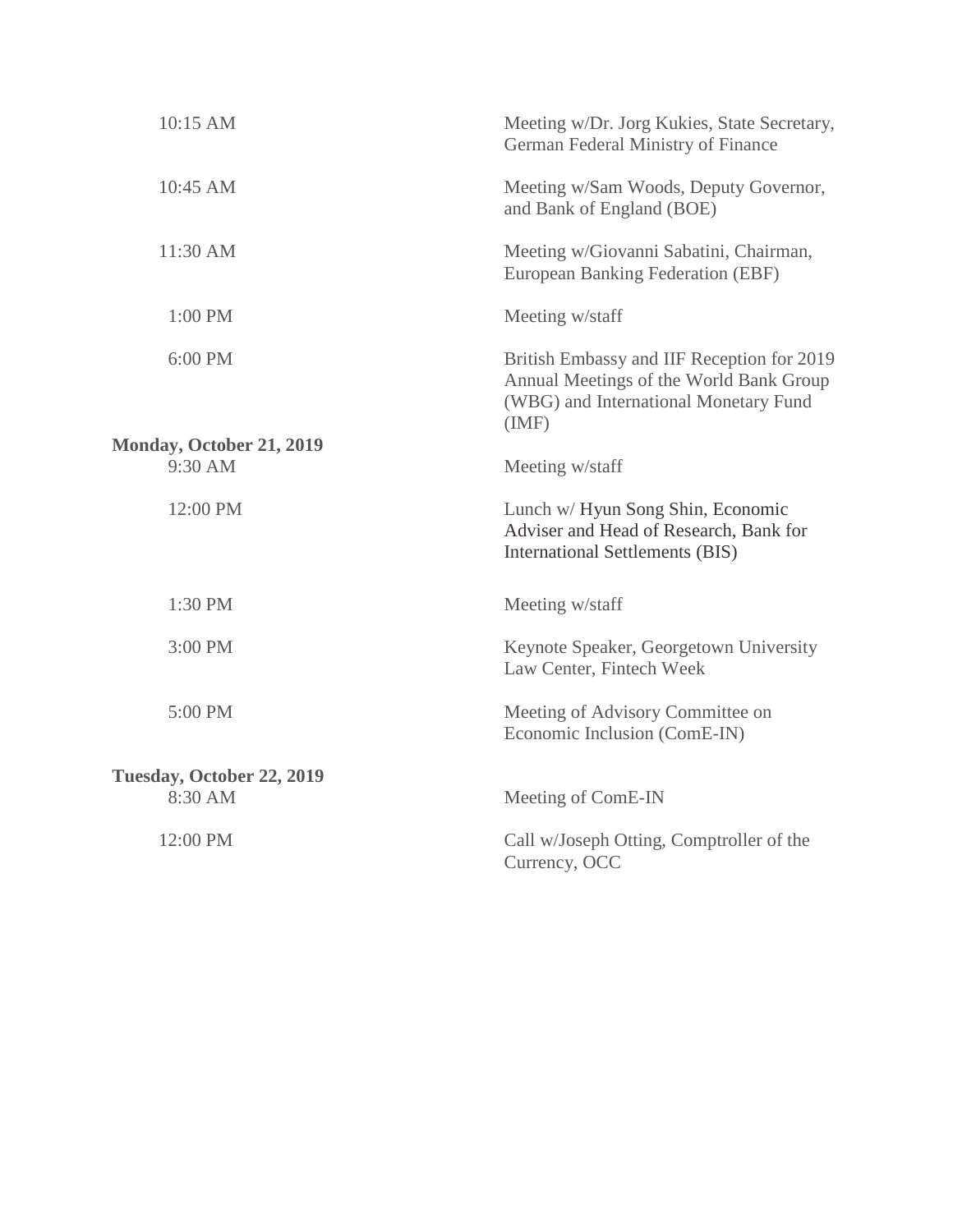| | |
|---|---|
| 10:15 AM | Meeting w/Dr. Jorg Kukies, State Secretary, German Federal Ministry of Finance |
| 10:45 AM | Meeting w/Sam Woods, Deputy Governor, and Bank of England (BOE) |
| 11:30 AM | Meeting w/Giovanni Sabatini, Chairman, European Banking Federation (EBF) |
| 1:00 PM | Meeting w/staff |
| 6:00 PM | British Embassy and IIF Reception for 2019 Annual Meetings of the World Bank Group (WBG) and International Monetary Fund (IMF) |

**Monday, October 21, 2019**

| | |
|---|---|
| 9:30 AM | Meeting w/staff |
| 12:00 PM | Lunch w/ Hyun Song Shin, Economic Adviser and Head of Research, Bank for International Settlements (BIS) |
| 1:30 PM | Meeting w/staff |
| 3:00 PM | Keynote Speaker, Georgetown University Law Center, Fintech Week |
| 5:00 PM | Meeting of Advisory Committee on Economic Inclusion (ComE-IN) |

**Tuesday, October 22, 2019**

| | |
|---|---|
| 8:30 AM | Meeting of ComE-IN |
| 12:00 PM | Call w/Joseph Otting, Comptroller of the Currency, OCC |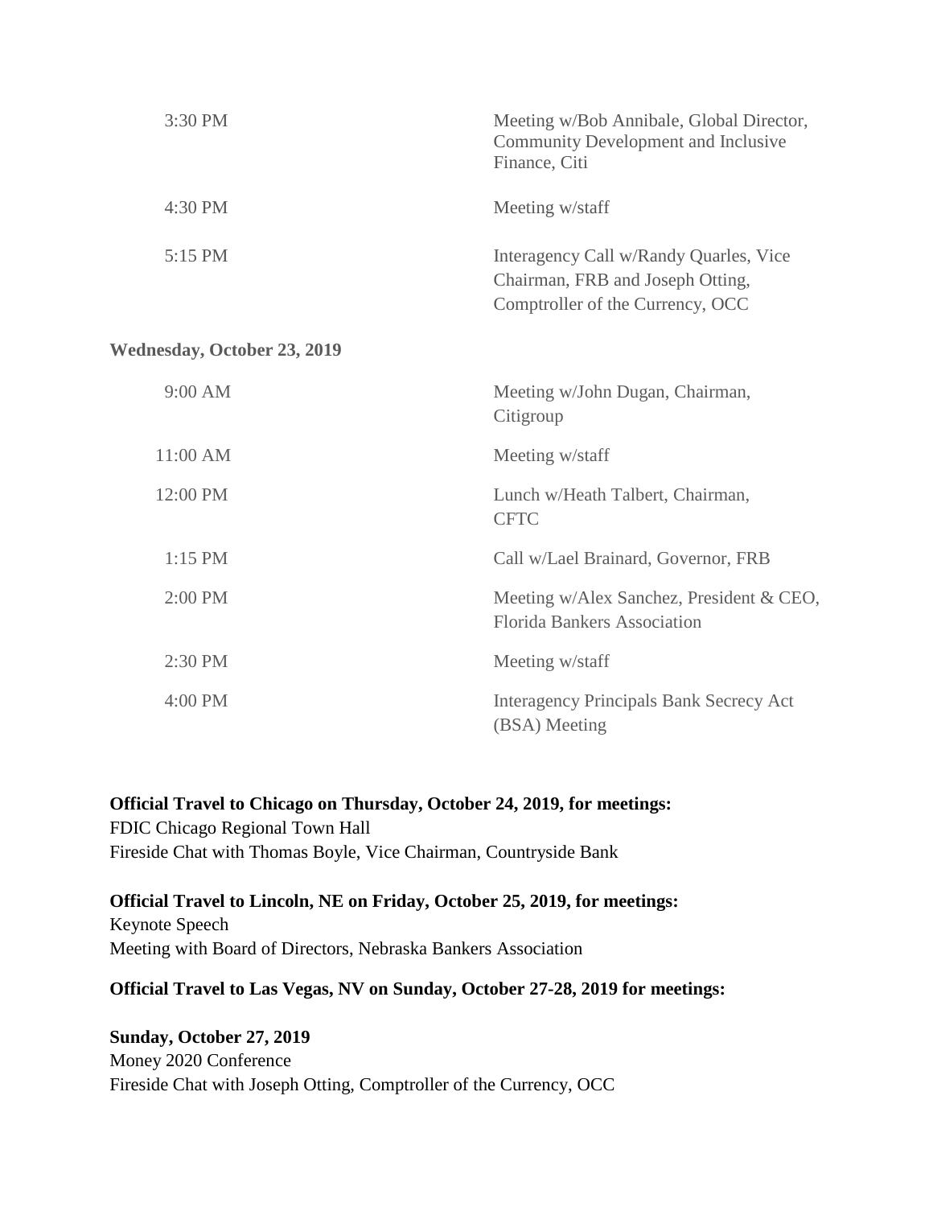| | |
|---|---|
| 3:30 PM | Meeting w/Bob Annibale, Global Director, Community Development and Inclusive Finance, Citi |
| 4:30 PM | Meeting w/staff |
| 5:15 PM | Interagency Call w/Randy Quarles, Vice Chairman, FRB and Joseph Otting, Comptroller of the Currency, OCC |

**Wednesday, October 23, 2019**

| | |
|---|---|
| 9:00 AM | Meeting w/John Dugan, Chairman, Citigroup |
| 11:00 AM | Meeting w/staff |
| 12:00 PM | Lunch w/Heath Talbert, Chairman, CFTC |
| 1:15 PM | Call w/Lael Brainard, Governor, FRB |
| 2:00 PM | Meeting w/Alex Sanchez, President & CEO, Florida Bankers Association |
| 2:30 PM | Meeting w/staff |
| 4:00 PM | Interagency Principals Bank Secrecy Act (BSA) Meeting |

**Official Travel to Chicago on Thursday, October 24, 2019, for meetings:**
FDIC Chicago Regional Town Hall
Fireside Chat with Thomas Boyle, Vice Chairman, Countryside Bank

**Official Travel to Lincoln, NE on Friday, October 25, 2019, for meetings:**
Keynote Speech
Meeting with Board of Directors, Nebraska Bankers Association

**Official Travel to Las Vegas, NV on Sunday, October 27-28, 2019 for meetings:**

**Sunday, October 27, 2019**
Money 2020 Conference
Fireside Chat with Joseph Otting, Comptroller of the Currency, OCC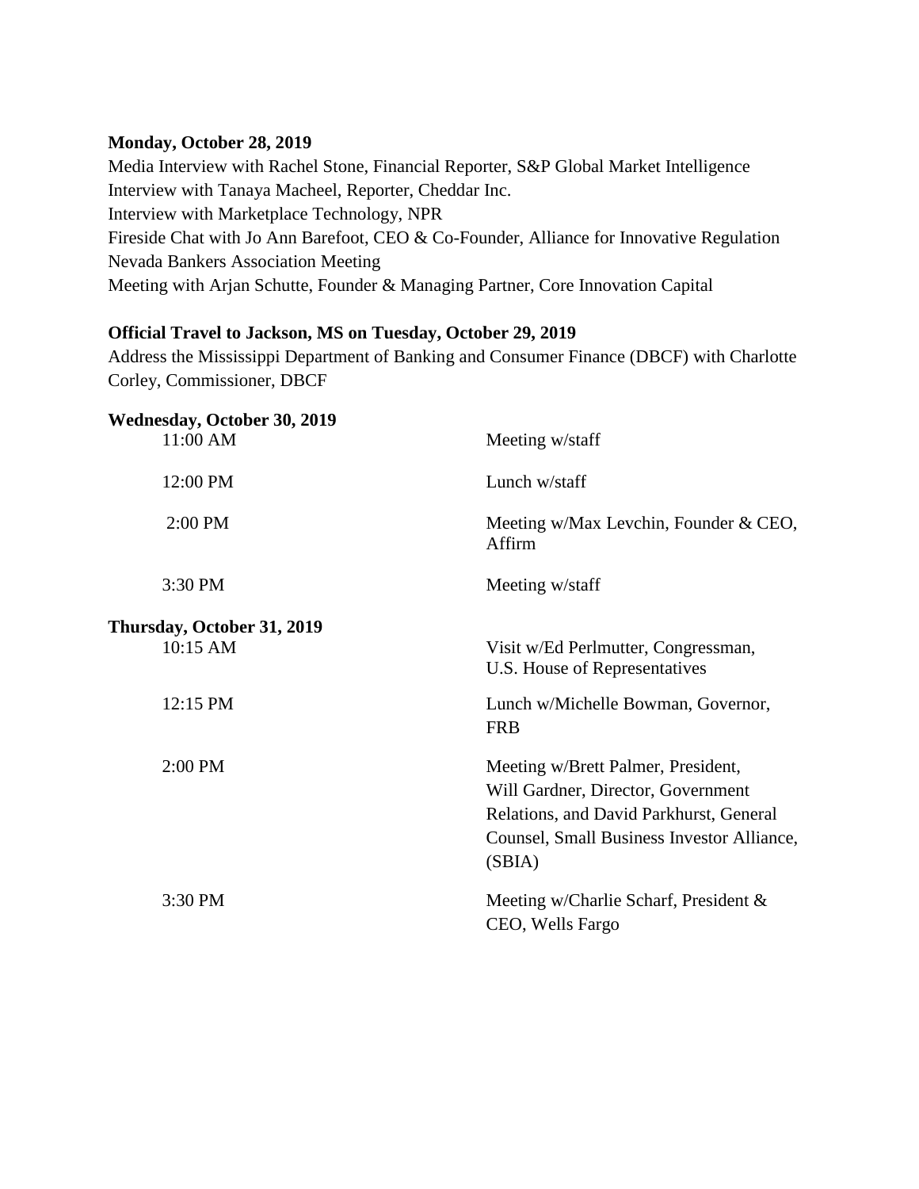**Monday, October 28, 2019**

Media Interview with Rachel Stone, Financial Reporter, S&P Global Market Intelligence
Interview with Tanaya Macheel, Reporter, Cheddar Inc.
Interview with Marketplace Technology, NPR
Fireside Chat with Jo Ann Barefoot, CEO & Co-Founder, Alliance for Innovative Regulation
Nevada Bankers Association Meeting
Meeting with Arjan Schutte, Founder & Managing Partner, Core Innovation Capital

**Official Travel to Jackson, MS on Tuesday, October 29, 2019**

Address the Mississippi Department of Banking and Consumer Finance (DBCF) with Charlotte Corley, Commissioner, DBCF

**Wednesday, October 30, 2019**

| | |
|---|---|
| 11:00 AM | Meeting w/staff |
| 12:00 PM | Lunch w/staff |
| 2:00 PM | Meeting w/Max Levchin, Founder & CEO, Affirm |
| 3:30 PM | Meeting w/staff |

**Thursday, October 31, 2019**

| | |
|---|---|
| 10:15 AM | Visit w/Ed Perlmutter, Congressman, U.S. House of Representatives |
| 12:15 PM | Lunch w/Michelle Bowman, Governor, FRB |
| 2:00 PM | Meeting w/Brett Palmer, President, Will Gardner, Director, Government Relations, and David Parkhurst, General Counsel, Small Business Investor Alliance, (SBIA) |
| 3:30 PM | Meeting w/Charlie Scharf, President & CEO, Wells Fargo |